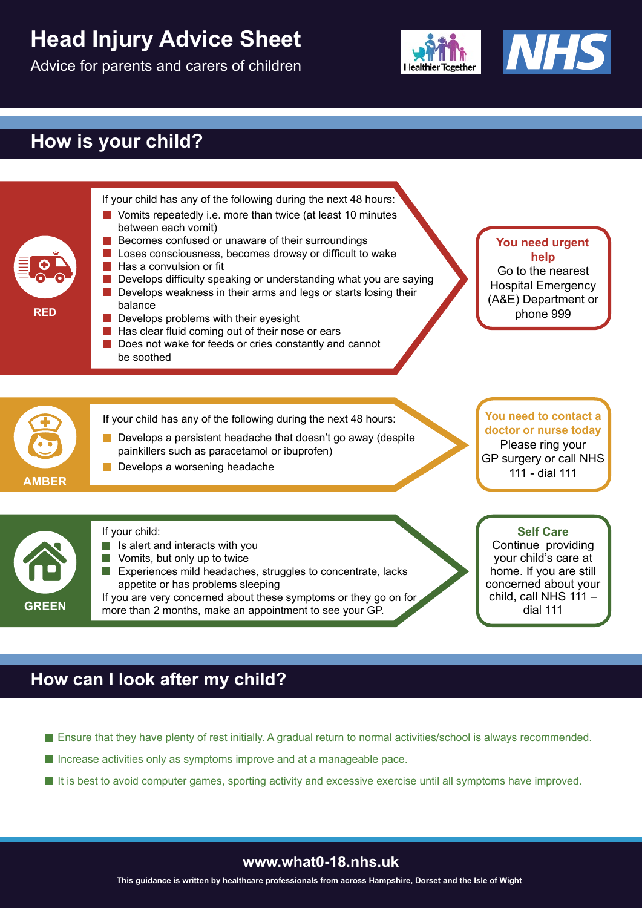# Head Injury Advice Sheet

Advice for parents and carers of children

## How is your child?

**RED**

If your child has any of the following during the next 48 hours:

- Vomits repeatedly i.e. more than twice (at least 10 minutes between each vomit)
- Becomes confused or unaware of their surroundings
- Loses consciousness, becomes drowsy or difficult to wake
- Has a convulsion or fit
- Develops difficulty speaking or understanding what you are saying
- Develops weakness in their arms and legs or starts losing their balance
- Develops problems with their eyesight
- Has clear fluid coming out of their nose or ears
- Does not wake for feeds or cries constantly and cannot be soothed

**You need urgent help**

Go to the nearest Hospital Emergency (A&E) Department or phone 999

**AMBER**

If your child has any of the following during the next 48 hours:

- Develops a persistent headache that doesn't go away (despite painkillers such as paracetamol or ibuprofen)
- Develops a worsening headache

**You need to contact a doctor or nurse today**

Please ring your GP surgery or call NHS 111 - dial 111

**GREEN**

If your child:

- Is alert and interacts with you
- Vomits, but only up to twice
- Experiences mild headaches, struggles to concentrate, lacks appetite or has problems sleeping

If you are very concerned about these symptoms or they go on for more than 2 months, make an appointment to see your GP.

**Self Care**

Continue providing your child's care at home. If you are still concerned about your child, call NHS 111 – dial 111

## How can I look after my child?

- Ensure that they have plenty of rest initially. A gradual return to normal activities/school is always recommended.
- Increase activities only as symptoms improve and at a manageable pace.
- It is best to avoid computer games, sporting activity and excessive exercise until all symptoms have improved.

**www.what0-18.nhs.uk**

**This guidance is written by healthcare professionals from across Hampshire, Dorset and the Isle of Wight**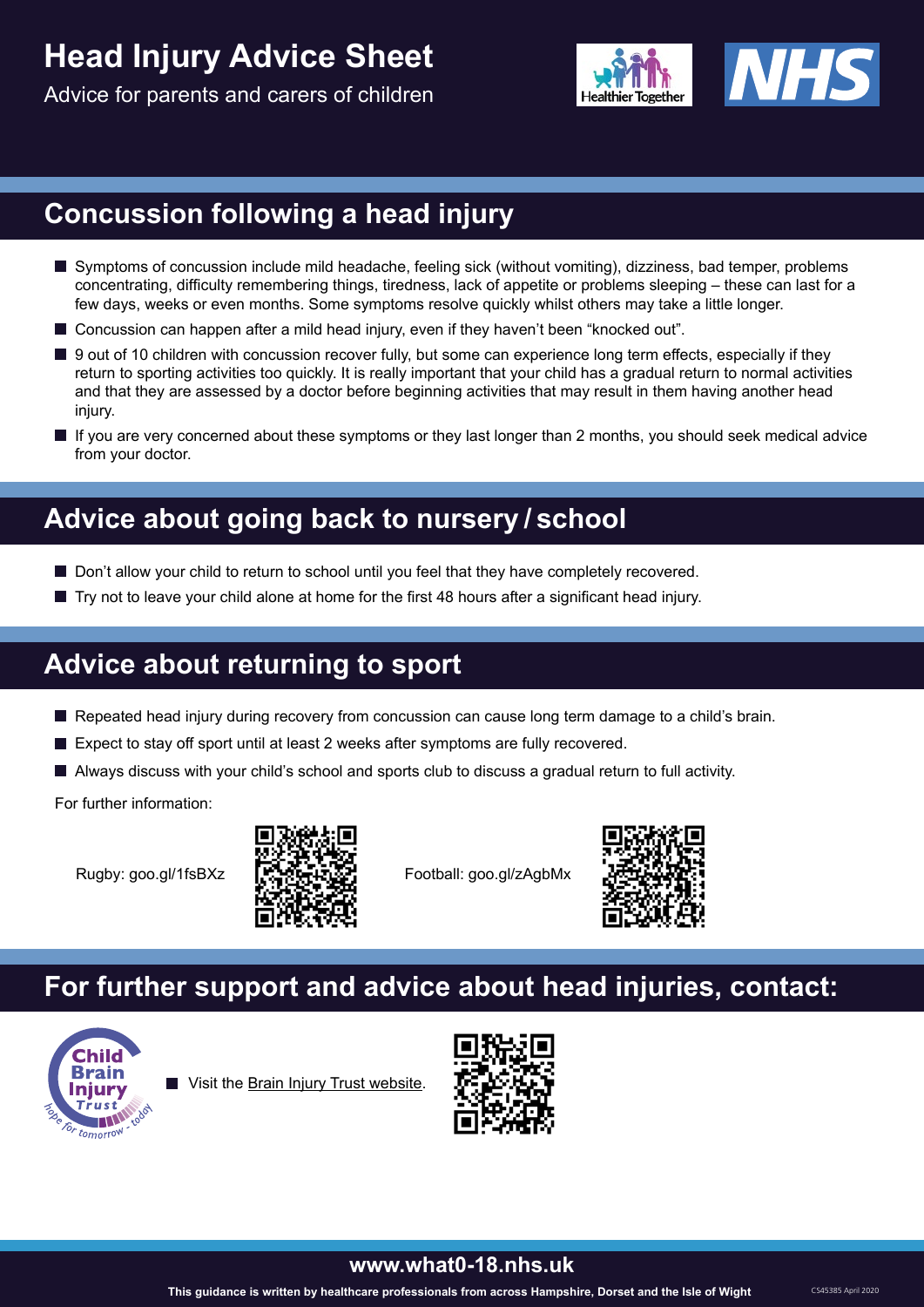# Head Injury Advice Sheet

Advice for parents and carers of children

## Concussion following a head injury

- Symptoms of concussion include mild headache, feeling sick (without vomiting), dizziness, bad temper, problems concentrating, difficulty remembering things, tiredness, lack of appetite or problems sleeping – these can last for a few days, weeks or even months. Some symptoms resolve quickly whilst others may take a little longer.
- Concussion can happen after a mild head injury, even if they haven't been "knocked out".
- 9 out of 10 children with concussion recover fully, but some can experience long term effects, especially if they return to sporting activities too quickly. It is really important that your child has a gradual return to normal activities and that they are assessed by a doctor before beginning activities that may result in them having another head injury.
- If you are very concerned about these symptoms or they last longer than 2 months, you should seek medical advice from your doctor.

## Advice about going back to nursery / school

- Don't allow your child to return to school until you feel that they have completely recovered.
- Try not to leave your child alone at home for the first 48 hours after a significant head injury.

## Advice about returning to sport

- Repeated head injury during recovery from concussion can cause long term damage to a child's brain.
- Expect to stay off sport until at least 2 weeks after symptoms are fully recovered.
- Always discuss with your child's school and sports club to discuss a gradual return to full activity.

For further information:

Rugby: goo.gl/1fsBXz

Football: goo.gl/zAgbMx

## For further support and advice about head injuries, contact:

Child Brain Injury Trust – hope for tomorrow - today

- Visit the Brain Injury Trust website.

**www.what0-18.nhs.uk**

**This guidance is written by healthcare professionals from across Hampshire, Dorset and the Isle of Wight**

CS45385 April 2020